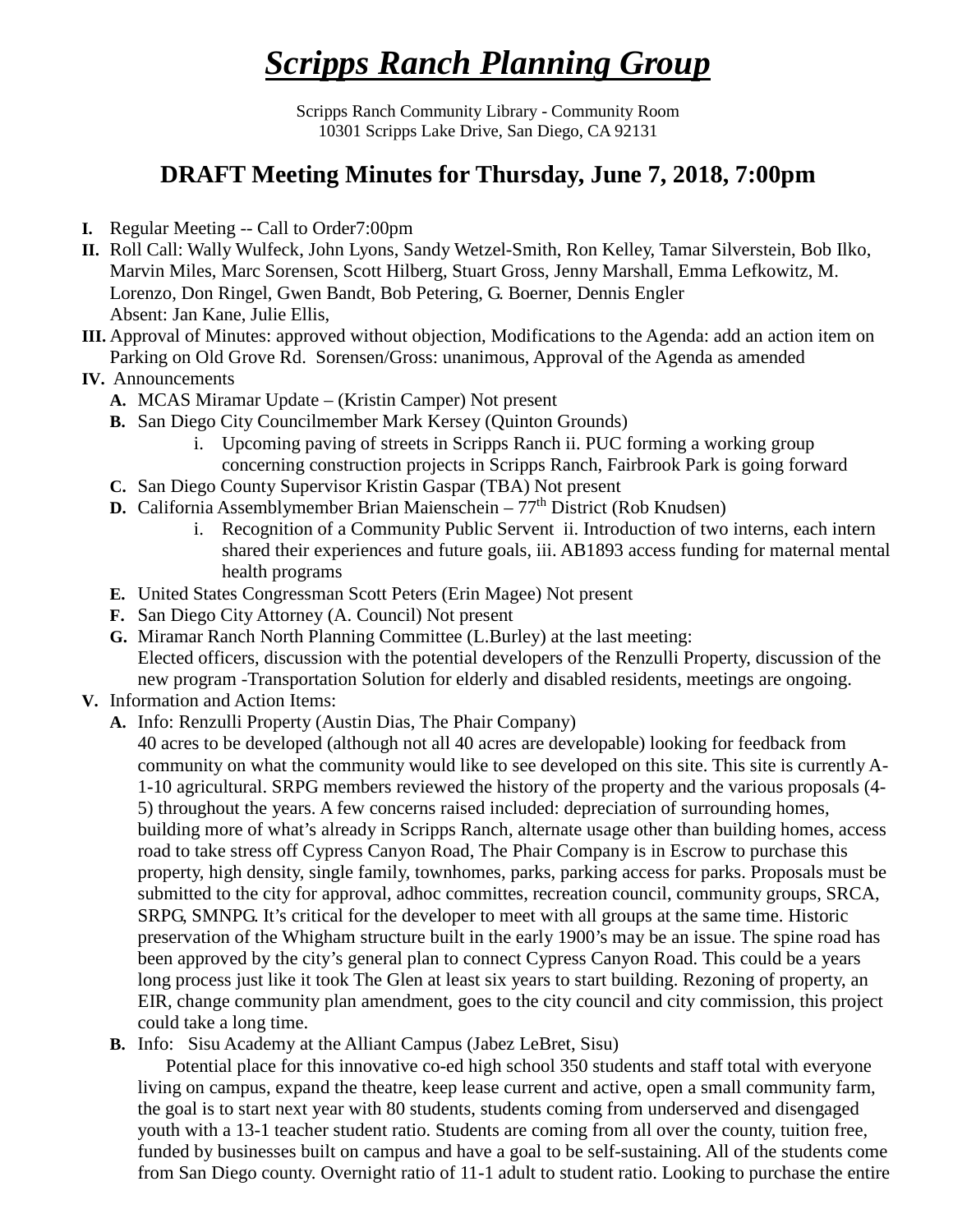# ***Scripps Ranch Planning Group***

Scripps Ranch Community Library - Community Room
10301 Scripps Lake Drive, San Diego, CA 92131

## DRAFT Meeting Minutes for Thursday, June 7, 2018, 7:00pm

**I.** Regular Meeting -- Call to Order7:00pm

**II.** Roll Call: Wally Wulfeck, John Lyons, Sandy Wetzel-Smith, Ron Kelley, Tamar Silverstein, Bob Ilko, Marvin Miles, Marc Sorensen, Scott Hilberg, Stuart Gross, Jenny Marshall, Emma Lefkowitz, M. Lorenzo, Don Ringel, Gwen Bandt, Bob Petering, G. Boerner, Dennis Engler
Absent: Jan Kane, Julie Ellis,

**III.** Approval of Minutes: approved without objection, Modifications to the Agenda: add an action item on Parking on Old Grove Rd. Sorensen/Gross: unanimous, Approval of the Agenda as amended

**IV.** Announcements

- **A.** MCAS Miramar Update – (Kristin Camper) Not present
- **B.** San Diego City Councilmember Mark Kersey (Quinton Grounds)
  - i. Upcoming paving of streets in Scripps Ranch ii. PUC forming a working group concerning construction projects in Scripps Ranch, Fairbrook Park is going forward
- **C.** San Diego County Supervisor Kristin Gaspar (TBA) Not present
- **D.** California Assemblymember Brian Maienschein – 77th District (Rob Knudsen)
  - i. Recognition of a Community Public Servent ii. Introduction of two interns, each intern shared their experiences and future goals, iii. AB1893 access funding for maternal mental health programs
- **E.** United States Congressman Scott Peters (Erin Magee) Not present
- **F.** San Diego City Attorney (A. Council) Not present
- **G.** Miramar Ranch North Planning Committee (L.Burley) at the last meeting:
  Elected officers, discussion with the potential developers of the Renzulli Property, discussion of the new program -Transportation Solution for elderly and disabled residents, meetings are ongoing.

**V.** Information and Action Items:

- **A.** Info: Renzulli Property (Austin Dias, The Phair Company)
  40 acres to be developed (although not all 40 acres are developable) looking for feedback from community on what the community would like to see developed on this site. This site is currently A-1-10 agricultural. SRPG members reviewed the history of the property and the various proposals (4-5) throughout the years. A few concerns raised included: depreciation of surrounding homes, building more of what's already in Scripps Ranch, alternate usage other than building homes, access road to take stress off Cypress Canyon Road, The Phair Company is in Escrow to purchase this property, high density, single family, townhomes, parks, parking access for parks. Proposals must be submitted to the city for approval, adhoc committes, recreation council, community groups, SRCA, SRPG, SMNPG. It's critical for the developer to meet with all groups at the same time. Historic preservation of the Whigham structure built in the early 1900's may be an issue. The spine road has been approved by the city's general plan to connect Cypress Canyon Road. This could be a years long process just like it took The Glen at least six years to start building. Rezoning of property, an EIR, change community plan amendment, goes to the city council and city commission, this project could take a long time.
- **B.** Info: Sisu Academy at the Alliant Campus (Jabez LeBret, Sisu)
  Potential place for this innovative co-ed high school 350 students and staff total with everyone living on campus, expand the theatre, keep lease current and active, open a small community farm, the goal is to start next year with 80 students, students coming from underserved and disengaged youth with a 13-1 teacher student ratio. Students are coming from all over the county, tuition free, funded by businesses built on campus and have a goal to be self-sustaining. All of the students come from San Diego county. Overnight ratio of 11-1 adult to student ratio. Looking to purchase the entire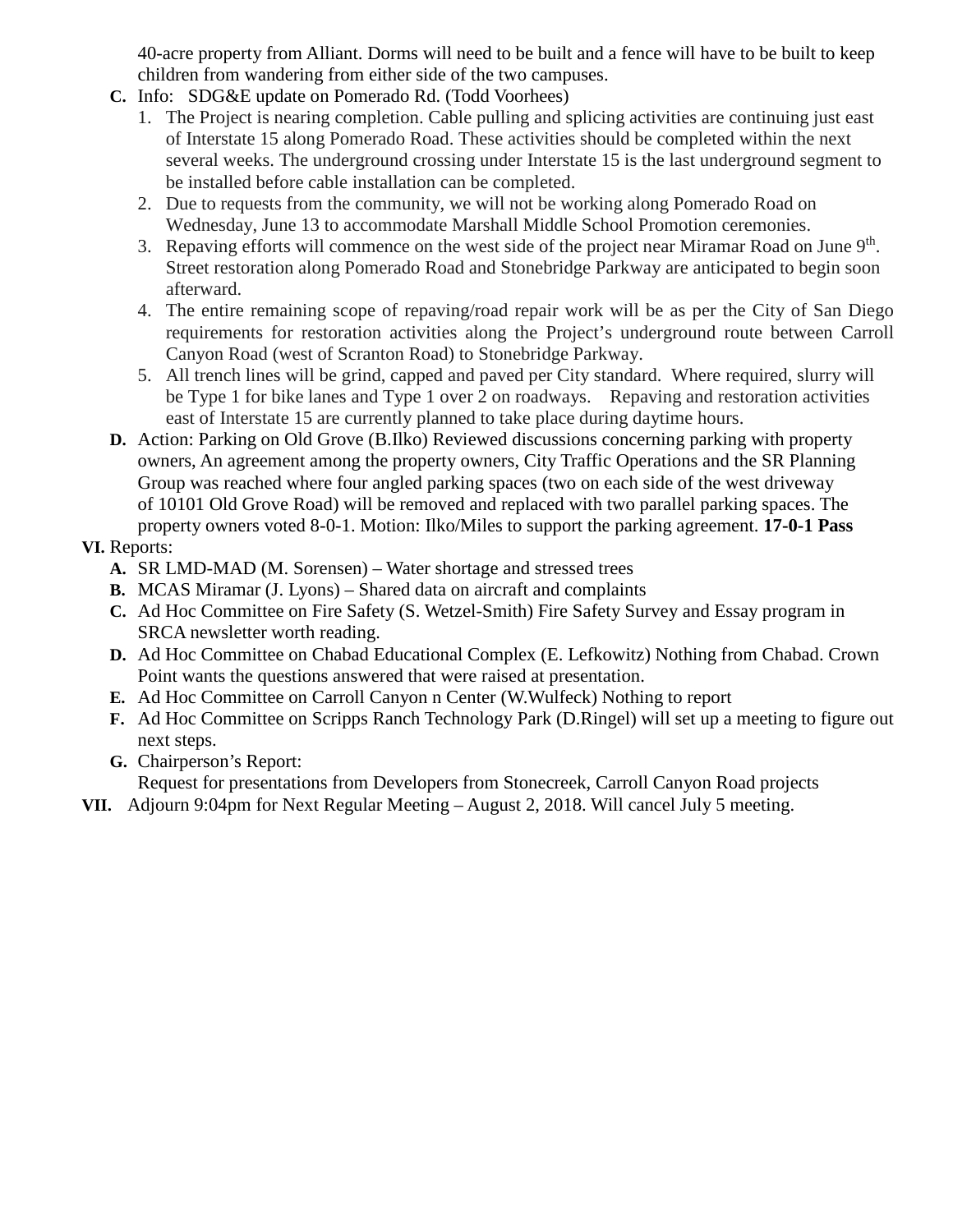40-acre property from Alliant. Dorms will need to be built and a fence will have to be built to keep children from wandering from either side of the two campuses.

**C.** Info: SDG&E update on Pomerado Rd. (Todd Voorhees)

1. The Project is nearing completion. Cable pulling and splicing activities are continuing just east of Interstate 15 along Pomerado Road. These activities should be completed within the next several weeks. The underground crossing under Interstate 15 is the last underground segment to be installed before cable installation can be completed.
2. Due to requests from the community, we will not be working along Pomerado Road on Wednesday, June 13 to accommodate Marshall Middle School Promotion ceremonies.
3. Repaving efforts will commence on the west side of the project near Miramar Road on June 9th. Street restoration along Pomerado Road and Stonebridge Parkway are anticipated to begin soon afterward.
4. The entire remaining scope of repaving/road repair work will be as per the City of San Diego requirements for restoration activities along the Project's underground route between Carroll Canyon Road (west of Scranton Road) to Stonebridge Parkway.
5. All trench lines will be grind, capped and paved per City standard. Where required, slurry will be Type 1 for bike lanes and Type 1 over 2 on roadways. Repaving and restoration activities east of Interstate 15 are currently planned to take place during daytime hours.

**D.** Action: Parking on Old Grove (B.Ilko) Reviewed discussions concerning parking with property owners, An agreement among the property owners, City Traffic Operations and the SR Planning Group was reached where four angled parking spaces (two on each side of the west driveway of 10101 Old Grove Road) will be removed and replaced with two parallel parking spaces. The property owners voted 8-0-1. Motion: Ilko/Miles to support the parking agreement. **17-0-1 Pass**

**VI.** Reports:

**A.** SR LMD-MAD (M. Sorensen) – Water shortage and stressed trees

**B.** MCAS Miramar (J. Lyons) – Shared data on aircraft and complaints

**C.** Ad Hoc Committee on Fire Safety (S. Wetzel-Smith) Fire Safety Survey and Essay program in SRCA newsletter worth reading.

**D.** Ad Hoc Committee on Chabad Educational Complex (E. Lefkowitz) Nothing from Chabad. Crown Point wants the questions answered that were raised at presentation.

**E.** Ad Hoc Committee on Carroll Canyon n Center (W.Wulfeck) Nothing to report

**F.** Ad Hoc Committee on Scripps Ranch Technology Park (D.Ringel) will set up a meeting to figure out next steps.

**G.** Chairperson's Report:
Request for presentations from Developers from Stonecreek, Carroll Canyon Road projects

**VII.** Adjourn 9:04pm for Next Regular Meeting – August 2, 2018. Will cancel July 5 meeting.